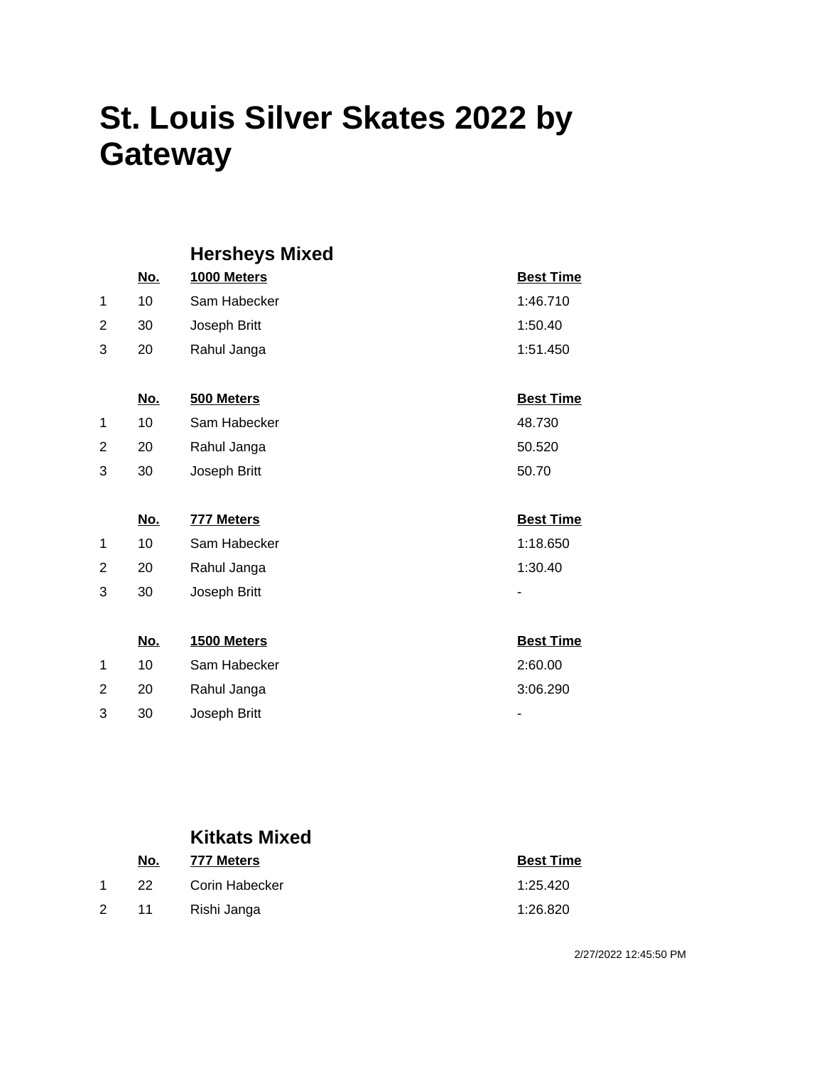# St. Louis Silver Skates 2022 by Gateway

## Hersheys Mixed

| | No. | 1000 Meters | Best Time |
|---|---|---|---|
| 1 | 10 | Sam Habecker | 1:46.710 |
| 2 | 30 | Joseph Britt | 1:50.40 |
| 3 | 20 | Rahul Janga | 1:51.450 |

| | No. | 500 Meters | Best Time |
|---|---|---|---|
| 1 | 10 | Sam Habecker | 48.730 |
| 2 | 20 | Rahul Janga | 50.520 |
| 3 | 30 | Joseph Britt | 50.70 |

| | No. | 777 Meters | Best Time |
|---|---|---|---|
| 1 | 10 | Sam Habecker | 1:18.650 |
| 2 | 20 | Rahul Janga | 1:30.40 |
| 3 | 30 | Joseph Britt | - |

| | No. | 1500 Meters | Best Time |
|---|---|---|---|
| 1 | 10 | Sam Habecker | 2:60.00 |
| 2 | 20 | Rahul Janga | 3:06.290 |
| 3 | 30 | Joseph Britt | - |

## Kitkats Mixed

| | No. | 777 Meters | Best Time |
|---|---|---|---|
| 1 | 22 | Corin Habecker | 1:25.420 |
| 2 | 11 | Rishi Janga | 1:26.820 |

2/27/2022 12:45:50 PM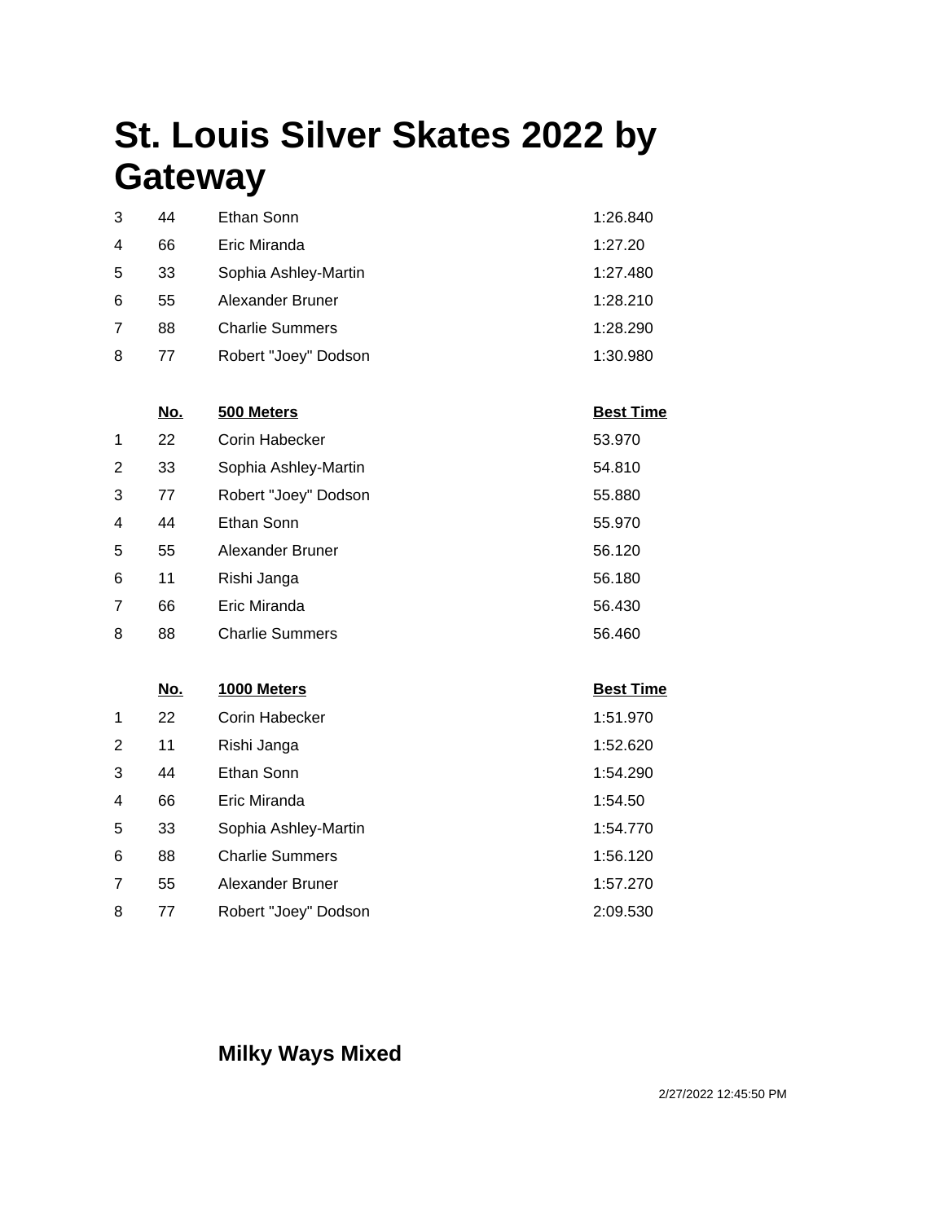# St. Louis Silver Skates 2022 by Gateway

| | | | |
|---|---|---|---|
| 3 | 44 | Ethan Sonn | 1:26.840 |
| 4 | 66 | Eric Miranda | 1:27.20 |
| 5 | 33 | Sophia Ashley-Martin | 1:27.480 |
| 6 | 55 | Alexander Bruner | 1:28.210 |
| 7 | 88 | Charlie Summers | 1:28.290 |
| 8 | 77 | Robert "Joey" Dodson | 1:30.980 |

| | No. | 500 Meters | Best Time |
|---|---|---|---|
| 1 | 22 | Corin Habecker | 53.970 |
| 2 | 33 | Sophia Ashley-Martin | 54.810 |
| 3 | 77 | Robert "Joey" Dodson | 55.880 |
| 4 | 44 | Ethan Sonn | 55.970 |
| 5 | 55 | Alexander Bruner | 56.120 |
| 6 | 11 | Rishi Janga | 56.180 |
| 7 | 66 | Eric Miranda | 56.430 |
| 8 | 88 | Charlie Summers | 56.460 |

| | No. | 1000 Meters | Best Time |
|---|---|---|---|
| 1 | 22 | Corin Habecker | 1:51.970 |
| 2 | 11 | Rishi Janga | 1:52.620 |
| 3 | 44 | Ethan Sonn | 1:54.290 |
| 4 | 66 | Eric Miranda | 1:54.50 |
| 5 | 33 | Sophia Ashley-Martin | 1:54.770 |
| 6 | 88 | Charlie Summers | 1:56.120 |
| 7 | 55 | Alexander Bruner | 1:57.270 |
| 8 | 77 | Robert "Joey" Dodson | 2:09.530 |

## Milky Ways Mixed

2/27/2022 12:45:50 PM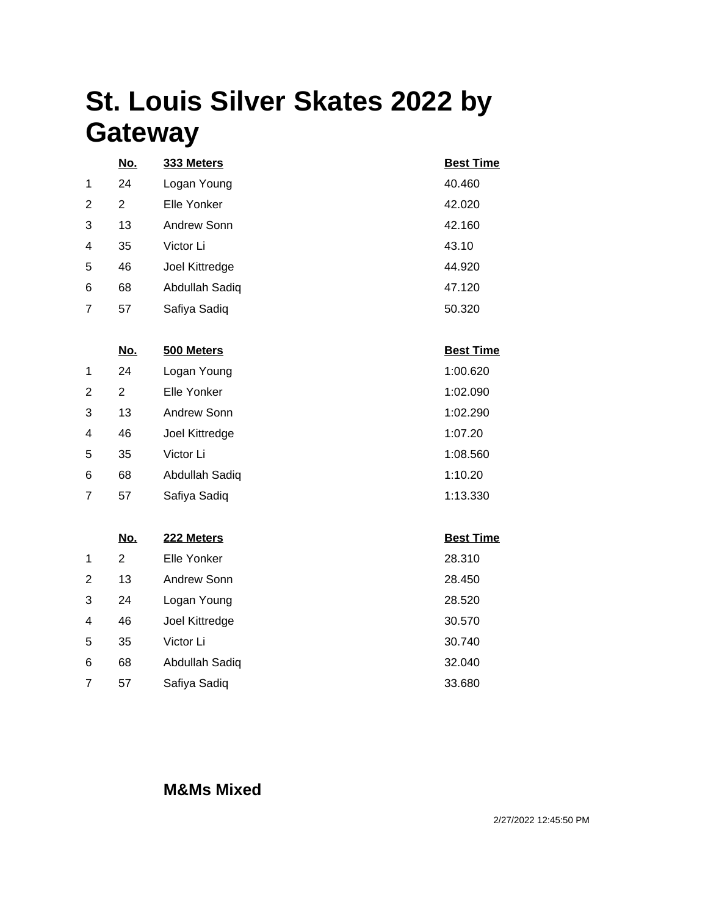# St. Louis Silver Skates 2022 by Gateway

| | No. | 333 Meters | Best Time |
|---|---|---|---|
| 1 | 24 | Logan Young | 40.460 |
| 2 | 2 | Elle Yonker | 42.020 |
| 3 | 13 | Andrew Sonn | 42.160 |
| 4 | 35 | Victor Li | 43.10 |
| 5 | 46 | Joel Kittredge | 44.920 |
| 6 | 68 | Abdullah Sadiq | 47.120 |
| 7 | 57 | Safiya Sadiq | 50.320 |

| | No. | 500 Meters | Best Time |
|---|---|---|---|
| 1 | 24 | Logan Young | 1:00.620 |
| 2 | 2 | Elle Yonker | 1:02.090 |
| 3 | 13 | Andrew Sonn | 1:02.290 |
| 4 | 46 | Joel Kittredge | 1:07.20 |
| 5 | 35 | Victor Li | 1:08.560 |
| 6 | 68 | Abdullah Sadiq | 1:10.20 |
| 7 | 57 | Safiya Sadiq | 1:13.330 |

| | No. | 222 Meters | Best Time |
|---|---|---|---|
| 1 | 2 | Elle Yonker | 28.310 |
| 2 | 13 | Andrew Sonn | 28.450 |
| 3 | 24 | Logan Young | 28.520 |
| 4 | 46 | Joel Kittredge | 30.570 |
| 5 | 35 | Victor Li | 30.740 |
| 6 | 68 | Abdullah Sadiq | 32.040 |
| 7 | 57 | Safiya Sadiq | 33.680 |

**M&Ms Mixed**

2/27/2022 12:45:50 PM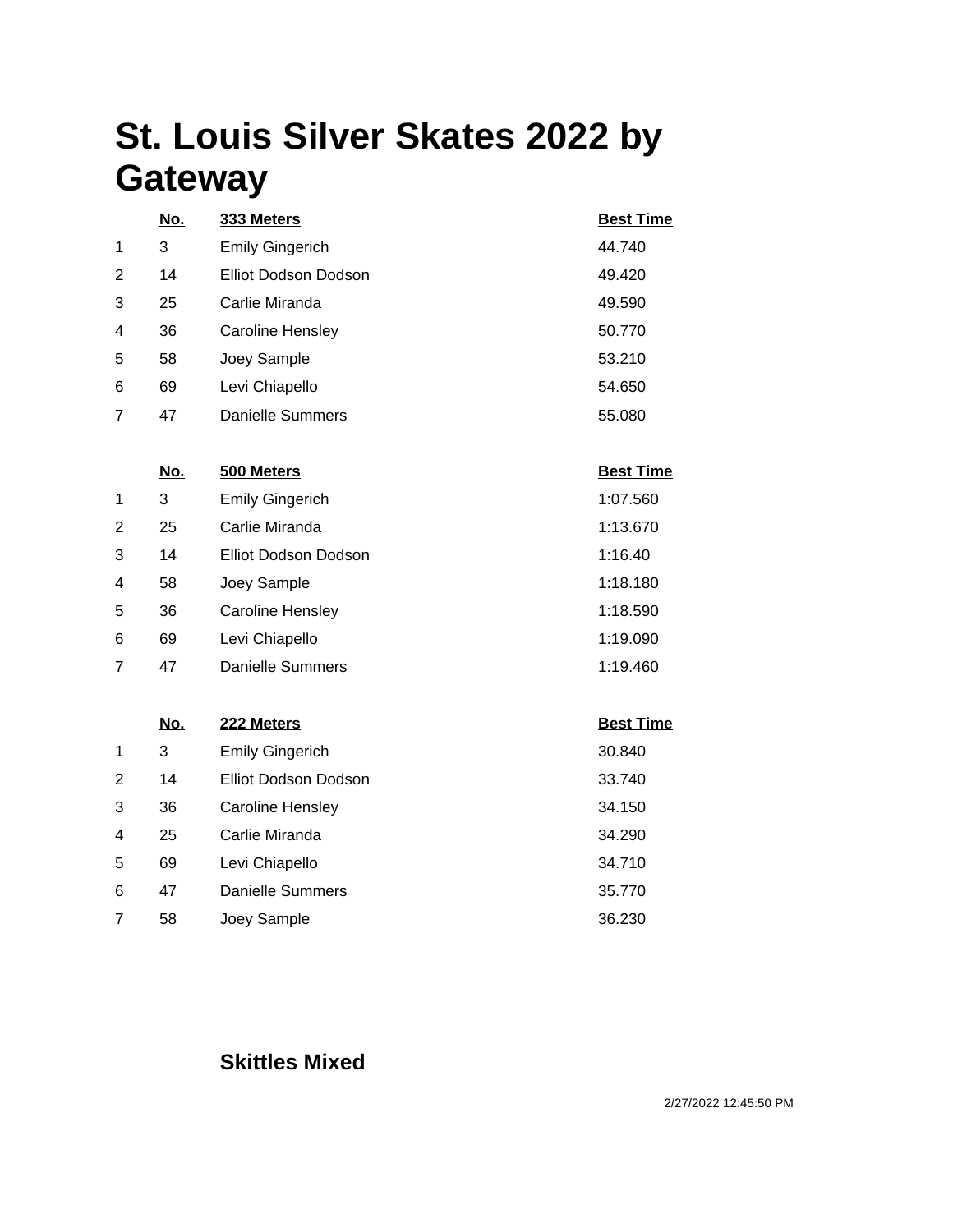# St. Louis Silver Skates 2022 by Gateway

| | No. | 333 Meters | Best Time |
|---|---|---|---|
| 1 | 3 | Emily Gingerich | 44.740 |
| 2 | 14 | Elliot Dodson Dodson | 49.420 |
| 3 | 25 | Carlie Miranda | 49.590 |
| 4 | 36 | Caroline Hensley | 50.770 |
| 5 | 58 | Joey Sample | 53.210 |
| 6 | 69 | Levi Chiapello | 54.650 |
| 7 | 47 | Danielle Summers | 55.080 |

| | No. | 500 Meters | Best Time |
|---|---|---|---|
| 1 | 3 | Emily Gingerich | 1:07.560 |
| 2 | 25 | Carlie Miranda | 1:13.670 |
| 3 | 14 | Elliot Dodson Dodson | 1:16.40 |
| 4 | 58 | Joey Sample | 1:18.180 |
| 5 | 36 | Caroline Hensley | 1:18.590 |
| 6 | 69 | Levi Chiapello | 1:19.090 |
| 7 | 47 | Danielle Summers | 1:19.460 |

| | No. | 222 Meters | Best Time |
|---|---|---|---|
| 1 | 3 | Emily Gingerich | 30.840 |
| 2 | 14 | Elliot Dodson Dodson | 33.740 |
| 3 | 36 | Caroline Hensley | 34.150 |
| 4 | 25 | Carlie Miranda | 34.290 |
| 5 | 69 | Levi Chiapello | 34.710 |
| 6 | 47 | Danielle Summers | 35.770 |
| 7 | 58 | Joey Sample | 36.230 |

## Skittles Mixed

2/27/2022 12:45:50 PM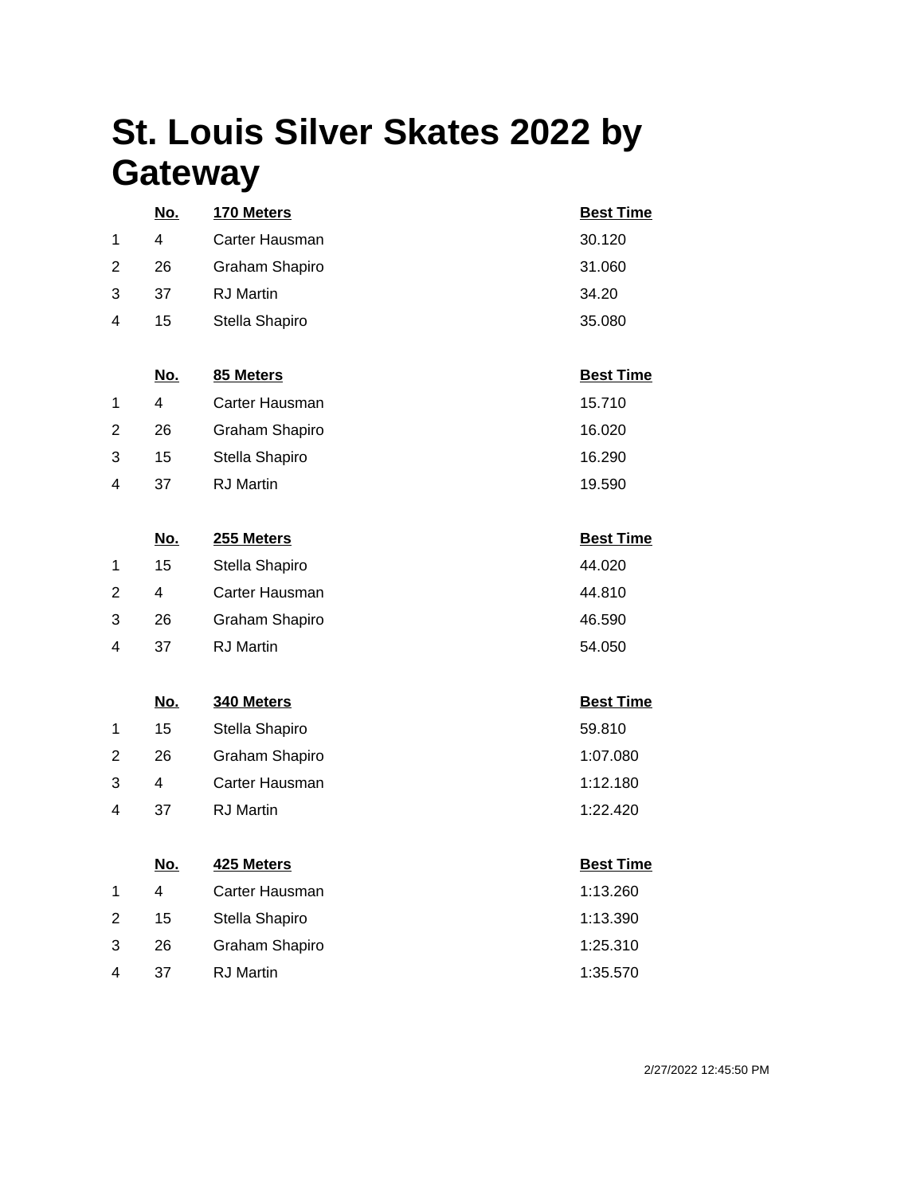# St. Louis Silver Skates 2022 by Gateway

| | No. | 170 Meters | Best Time |
|---|---|---|---|
| 1 | 4 | Carter Hausman | 30.120 |
| 2 | 26 | Graham Shapiro | 31.060 |
| 3 | 37 | RJ Martin | 34.20 |
| 4 | 15 | Stella Shapiro | 35.080 |

| | No. | 85 Meters | Best Time |
|---|---|---|---|
| 1 | 4 | Carter Hausman | 15.710 |
| 2 | 26 | Graham Shapiro | 16.020 |
| 3 | 15 | Stella Shapiro | 16.290 |
| 4 | 37 | RJ Martin | 19.590 |

| | No. | 255 Meters | Best Time |
|---|---|---|---|
| 1 | 15 | Stella Shapiro | 44.020 |
| 2 | 4 | Carter Hausman | 44.810 |
| 3 | 26 | Graham Shapiro | 46.590 |
| 4 | 37 | RJ Martin | 54.050 |

| | No. | 340 Meters | Best Time |
|---|---|---|---|
| 1 | 15 | Stella Shapiro | 59.810 |
| 2 | 26 | Graham Shapiro | 1:07.080 |
| 3 | 4 | Carter Hausman | 1:12.180 |
| 4 | 37 | RJ Martin | 1:22.420 |

| | No. | 425 Meters | Best Time |
|---|---|---|---|
| 1 | 4 | Carter Hausman | 1:13.260 |
| 2 | 15 | Stella Shapiro | 1:13.390 |
| 3 | 26 | Graham Shapiro | 1:25.310 |
| 4 | 37 | RJ Martin | 1:35.570 |

2/27/2022 12:45:50 PM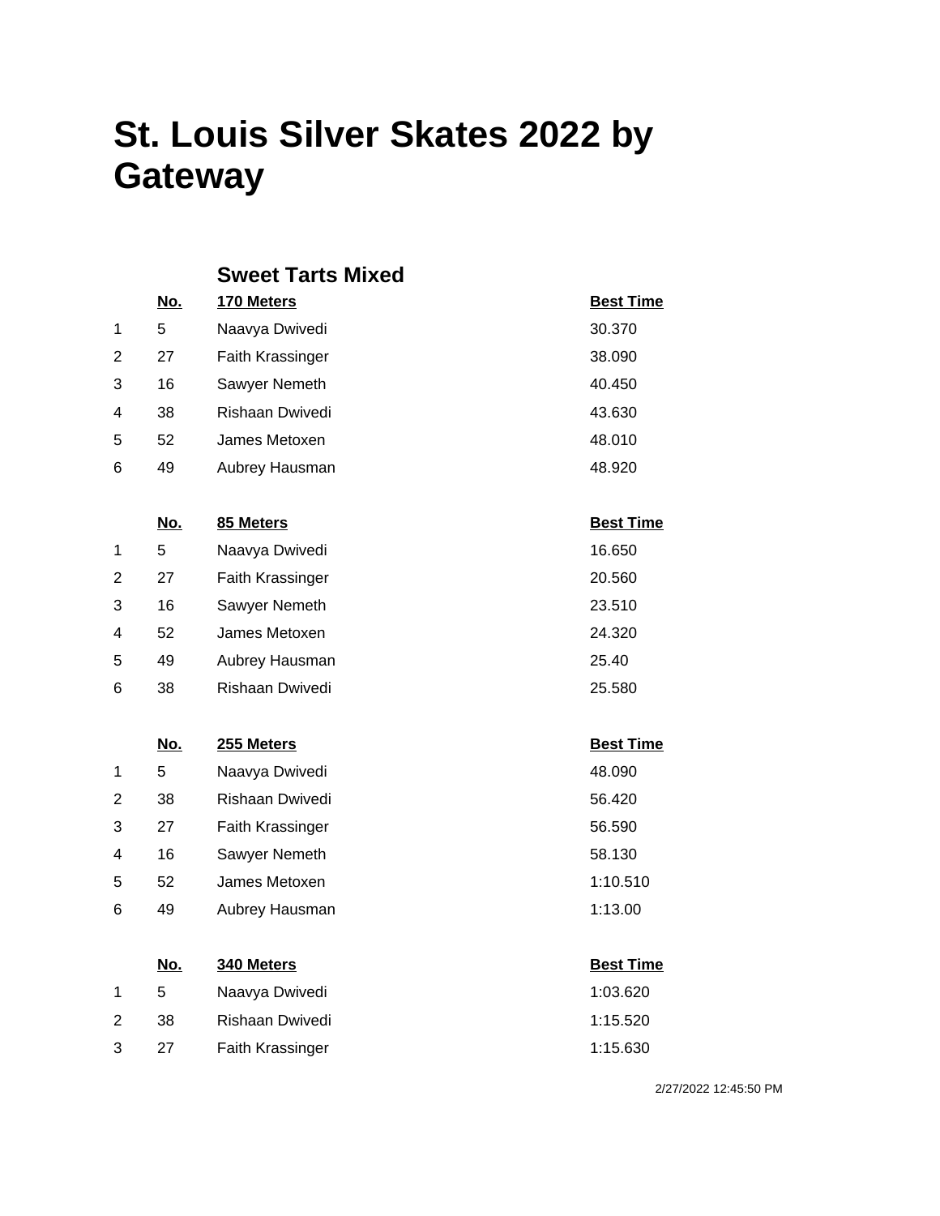# St. Louis Silver Skates 2022 by Gateway

## Sweet Tarts Mixed

| | No. | 170 Meters | Best Time |
|---|---|---|---|
| 1 | 5 | Naavya Dwivedi | 30.370 |
| 2 | 27 | Faith Krassinger | 38.090 |
| 3 | 16 | Sawyer Nemeth | 40.450 |
| 4 | 38 | Rishaan Dwivedi | 43.630 |
| 5 | 52 | James Metoxen | 48.010 |
| 6 | 49 | Aubrey Hausman | 48.920 |

| | No. | 85 Meters | Best Time |
|---|---|---|---|
| 1 | 5 | Naavya Dwivedi | 16.650 |
| 2 | 27 | Faith Krassinger | 20.560 |
| 3 | 16 | Sawyer Nemeth | 23.510 |
| 4 | 52 | James Metoxen | 24.320 |
| 5 | 49 | Aubrey Hausman | 25.40 |
| 6 | 38 | Rishaan Dwivedi | 25.580 |

| | No. | 255 Meters | Best Time |
|---|---|---|---|
| 1 | 5 | Naavya Dwivedi | 48.090 |
| 2 | 38 | Rishaan Dwivedi | 56.420 |
| 3 | 27 | Faith Krassinger | 56.590 |
| 4 | 16 | Sawyer Nemeth | 58.130 |
| 5 | 52 | James Metoxen | 1:10.510 |
| 6 | 49 | Aubrey Hausman | 1:13.00 |

| | No. | 340 Meters | Best Time |
|---|---|---|---|
| 1 | 5 | Naavya Dwivedi | 1:03.620 |
| 2 | 38 | Rishaan Dwivedi | 1:15.520 |
| 3 | 27 | Faith Krassinger | 1:15.630 |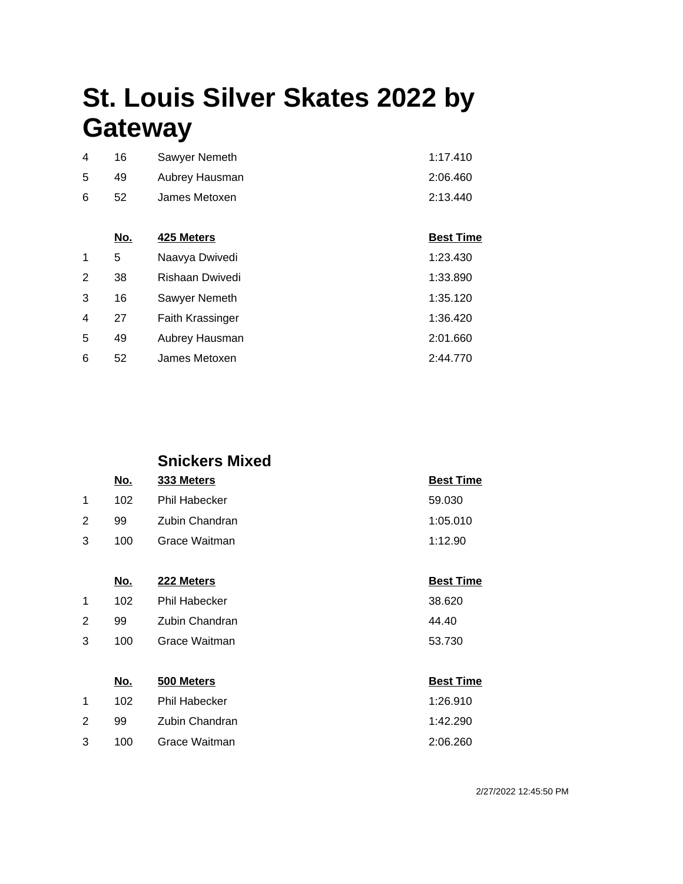# St. Louis Silver Skates 2022 by Gateway

| | | | |
|---|---|---|---|
| 4 | 16 | Sawyer Nemeth | 1:17.410 |
| 5 | 49 | Aubrey Hausman | 2:06.460 |
| 6 | 52 | James Metoxen | 2:13.440 |

| | No. | 425 Meters | Best Time |
|---|---|---|---|
| 1 | 5 | Naavya Dwivedi | 1:23.430 |
| 2 | 38 | Rishaan Dwivedi | 1:33.890 |
| 3 | 16 | Sawyer Nemeth | 1:35.120 |
| 4 | 27 | Faith Krassinger | 1:36.420 |
| 5 | 49 | Aubrey Hausman | 2:01.660 |
| 6 | 52 | James Metoxen | 2:44.770 |

### Snickers Mixed

| | No. | 333 Meters | Best Time |
|---|---|---|---|
| 1 | 102 | Phil Habecker | 59.030 |
| 2 | 99 | Zubin Chandran | 1:05.010 |
| 3 | 100 | Grace Waitman | 1:12.90 |

| | No. | 222 Meters | Best Time |
|---|---|---|---|
| 1 | 102 | Phil Habecker | 38.620 |
| 2 | 99 | Zubin Chandran | 44.40 |
| 3 | 100 | Grace Waitman | 53.730 |

| | No. | 500 Meters | Best Time |
|---|---|---|---|
| 1 | 102 | Phil Habecker | 1:26.910 |
| 2 | 99 | Zubin Chandran | 1:42.290 |
| 3 | 100 | Grace Waitman | 2:06.260 |

2/27/2022 12:45:50 PM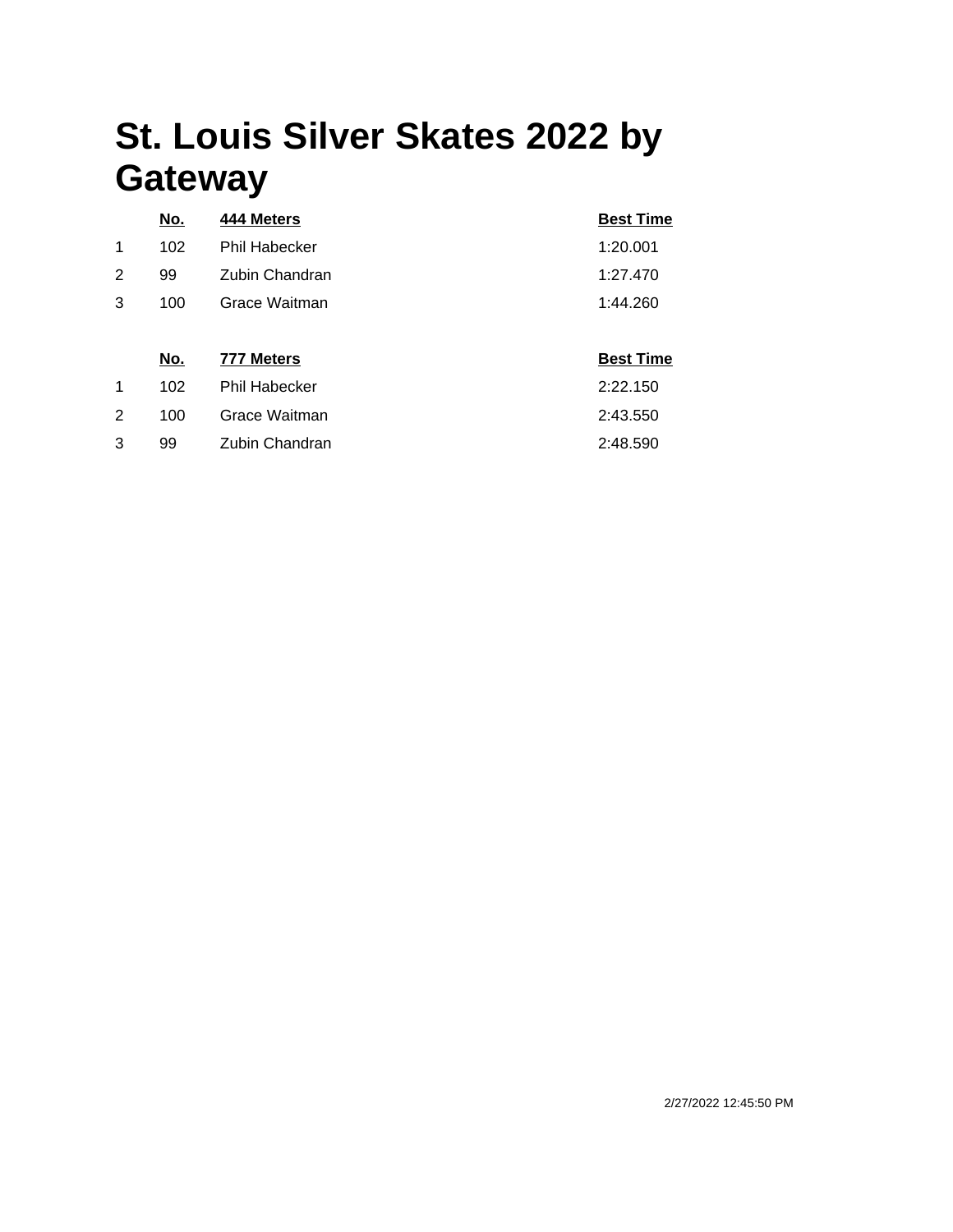# St. Louis Silver Skates 2022 by Gateway

| | No. | 444 Meters | Best Time |
|---|---|---|---|
| 1 | 102 | Phil Habecker | 1:20.001 |
| 2 | 99 | Zubin Chandran | 1:27.470 |
| 3 | 100 | Grace Waitman | 1:44.260 |

| | No. | 777 Meters | Best Time |
|---|---|---|---|
| 1 | 102 | Phil Habecker | 2:22.150 |
| 2 | 100 | Grace Waitman | 2:43.550 |
| 3 | 99 | Zubin Chandran | 2:48.590 |

2/27/2022 12:45:50 PM